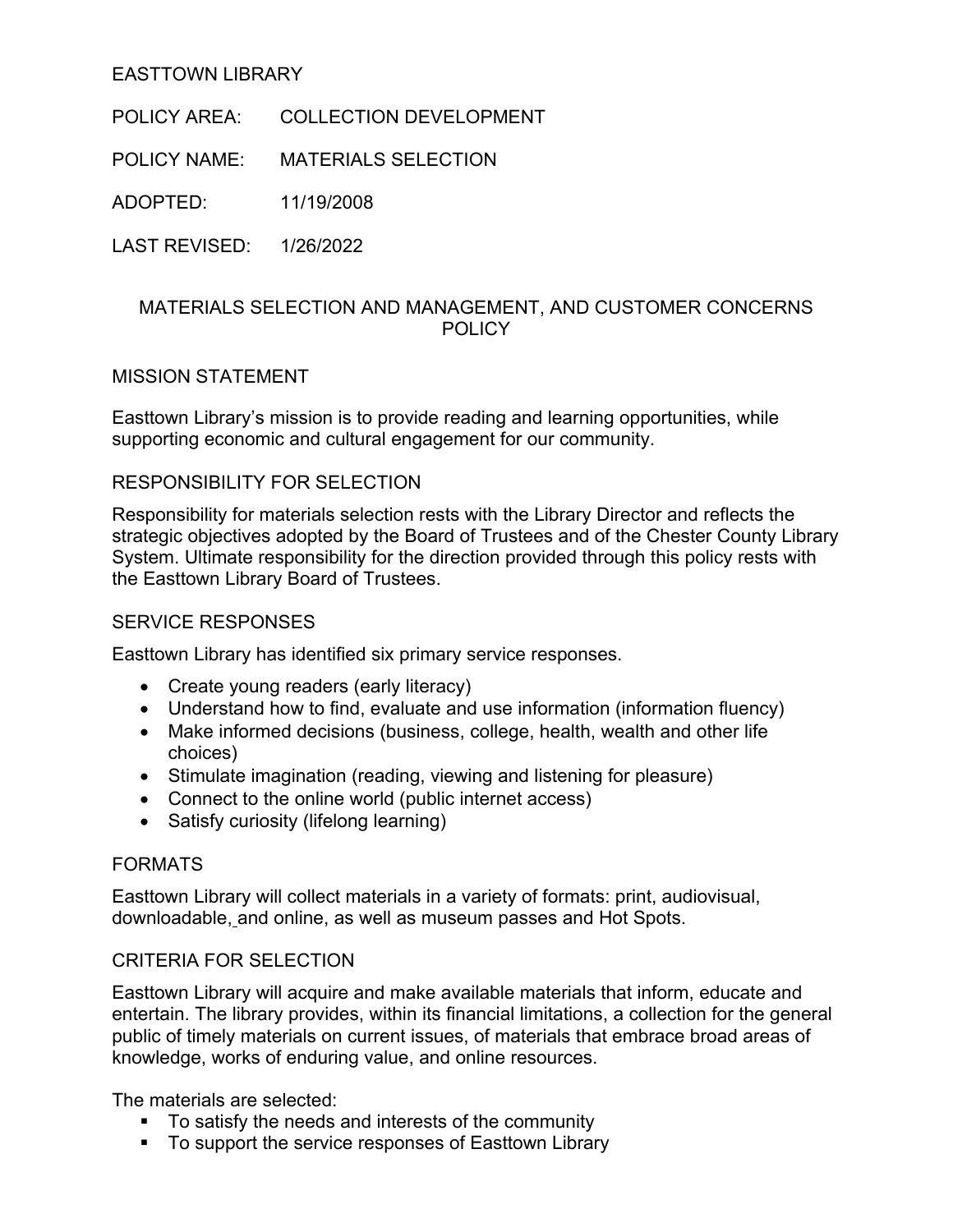EASTTOWN LIBRARY

POLICY AREA: COLLECTION DEVELOPMENT

POLICY NAME: MATERIALS SELECTION

ADOPTED: 11/19/2008

LAST REVISED: 1/26/2022

# MATERIALS SELECTION AND MANAGEMENT, AND CUSTOMER CONCERNS POLICY

## MISSION STATEMENT

Easttown Library's mission is to provide reading and learning opportunities, while supporting economic and cultural engagement for our community.

## RESPONSIBILITY FOR SELECTION

Responsibility for materials selection rests with the Library Director and reflects the strategic objectives adopted by the Board of Trustees and of the Chester County Library System. Ultimate responsibility for the direction provided through this policy rests with the Easttown Library Board of Trustees.

## SERVICE RESPONSES

Easttown Library has identified six primary service responses.

- Create young readers (early literacy)
- Understand how to find, evaluate and use information (information fluency)
- Make informed decisions (business, college, health, wealth and other life choices)
- Stimulate imagination (reading, viewing and listening for pleasure)
- Connect to the online world (public internet access)
- Satisfy curiosity (lifelong learning)

## FORMATS

Easttown Library will collect materials in a variety of formats: print, audiovisual, downloadable, and online, as well as museum passes and Hot Spots.

## CRITERIA FOR SELECTION

Easttown Library will acquire and make available materials that inform, educate and entertain. The library provides, within its financial limitations, a collection for the general public of timely materials on current issues, of materials that embrace broad areas of knowledge, works of enduring value, and online resources.

The materials are selected:

- To satisfy the needs and interests of the community
- To support the service responses of Easttown Library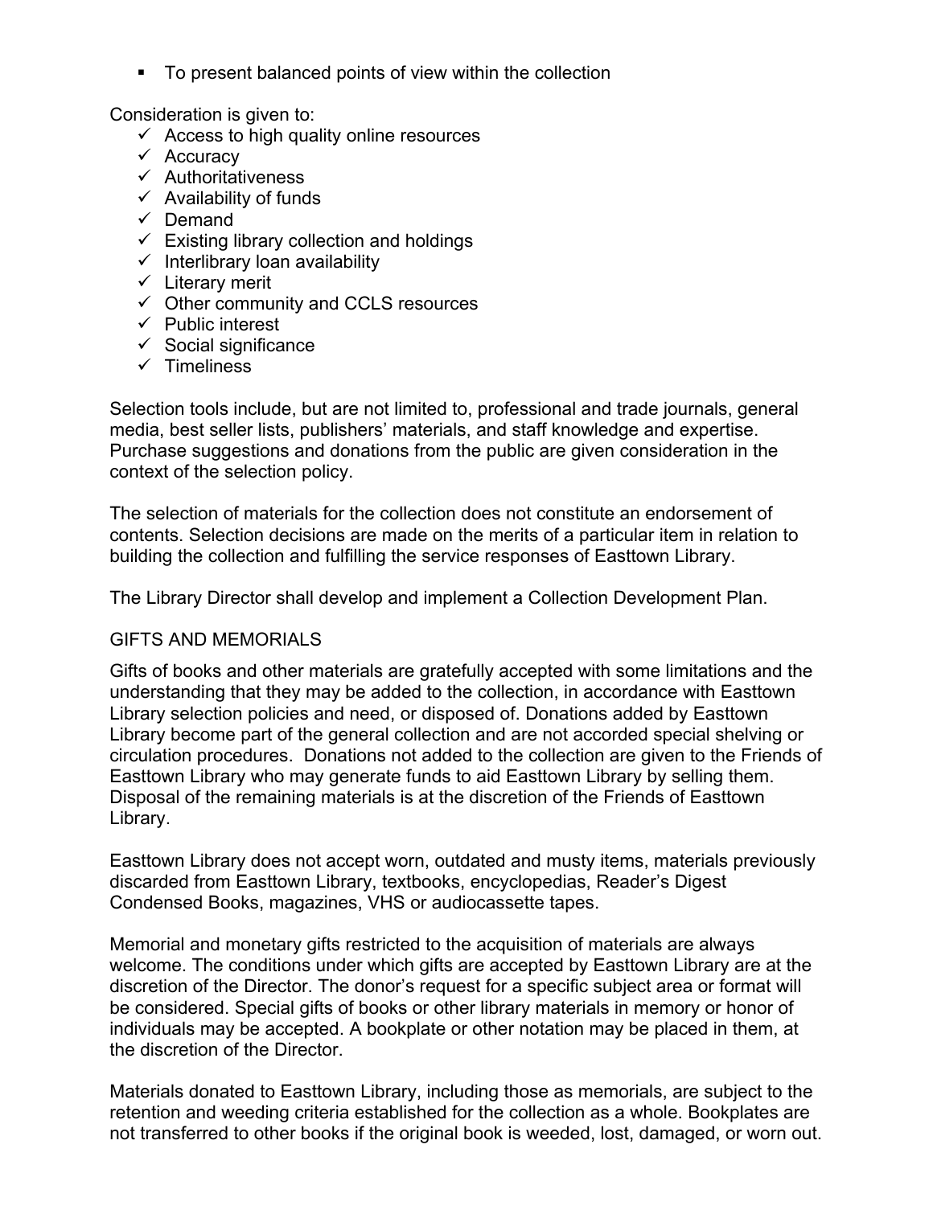- To present balanced points of view within the collection

Consideration is given to:

- ✓ Access to high quality online resources
- ✓ Accuracy
- ✓ Authoritativeness
- ✓ Availability of funds
- ✓ Demand
- ✓ Existing library collection and holdings
- ✓ Interlibrary loan availability
- ✓ Literary merit
- ✓ Other community and CCLS resources
- ✓ Public interest
- ✓ Social significance
- ✓ Timeliness

Selection tools include, but are not limited to, professional and trade journals, general media, best seller lists, publishers' materials, and staff knowledge and expertise. Purchase suggestions and donations from the public are given consideration in the context of the selection policy.

The selection of materials for the collection does not constitute an endorsement of contents. Selection decisions are made on the merits of a particular item in relation to building the collection and fulfilling the service responses of Easttown Library.

The Library Director shall develop and implement a Collection Development Plan.

## GIFTS AND MEMORIALS

Gifts of books and other materials are gratefully accepted with some limitations and the understanding that they may be added to the collection, in accordance with Easttown Library selection policies and need, or disposed of. Donations added by Easttown Library become part of the general collection and are not accorded special shelving or circulation procedures. Donations not added to the collection are given to the Friends of Easttown Library who may generate funds to aid Easttown Library by selling them. Disposal of the remaining materials is at the discretion of the Friends of Easttown Library.

Easttown Library does not accept worn, outdated and musty items, materials previously discarded from Easttown Library, textbooks, encyclopedias, Reader's Digest Condensed Books, magazines, VHS or audiocassette tapes.

Memorial and monetary gifts restricted to the acquisition of materials are always welcome. The conditions under which gifts are accepted by Easttown Library are at the discretion of the Director. The donor's request for a specific subject area or format will be considered. Special gifts of books or other library materials in memory or honor of individuals may be accepted. A bookplate or other notation may be placed in them, at the discretion of the Director.

Materials donated to Easttown Library, including those as memorials, are subject to the retention and weeding criteria established for the collection as a whole. Bookplates are not transferred to other books if the original book is weeded, lost, damaged, or worn out.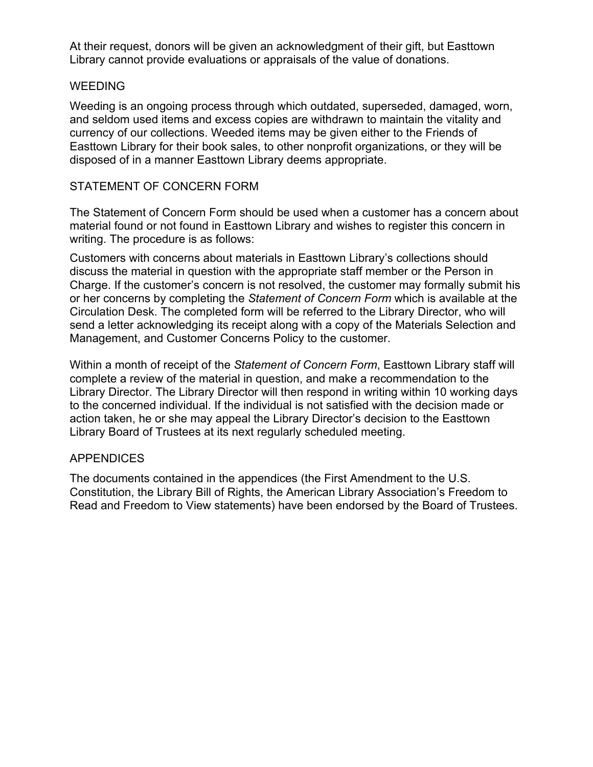At their request, donors will be given an acknowledgment of their gift, but Easttown Library cannot provide evaluations or appraisals of the value of donations.

## WEEDING

Weeding is an ongoing process through which outdated, superseded, damaged, worn, and seldom used items and excess copies are withdrawn to maintain the vitality and currency of our collections. Weeded items may be given either to the Friends of Easttown Library for their book sales, to other nonprofit organizations, or they will be disposed of in a manner Easttown Library deems appropriate.

## STATEMENT OF CONCERN FORM

The Statement of Concern Form should be used when a customer has a concern about material found or not found in Easttown Library and wishes to register this concern in writing. The procedure is as follows:

Customers with concerns about materials in Easttown Library's collections should discuss the material in question with the appropriate staff member or the Person in Charge. If the customer's concern is not resolved, the customer may formally submit his or her concerns by completing the *Statement of Concern Form* which is available at the Circulation Desk. The completed form will be referred to the Library Director, who will send a letter acknowledging its receipt along with a copy of the Materials Selection and Management, and Customer Concerns Policy to the customer.

Within a month of receipt of the *Statement of Concern Form*, Easttown Library staff will complete a review of the material in question, and make a recommendation to the Library Director. The Library Director will then respond in writing within 10 working days to the concerned individual. If the individual is not satisfied with the decision made or action taken, he or she may appeal the Library Director's decision to the Easttown Library Board of Trustees at its next regularly scheduled meeting.

## APPENDICES

The documents contained in the appendices (the First Amendment to the U.S. Constitution, the Library Bill of Rights, the American Library Association's Freedom to Read and Freedom to View statements) have been endorsed by the Board of Trustees.